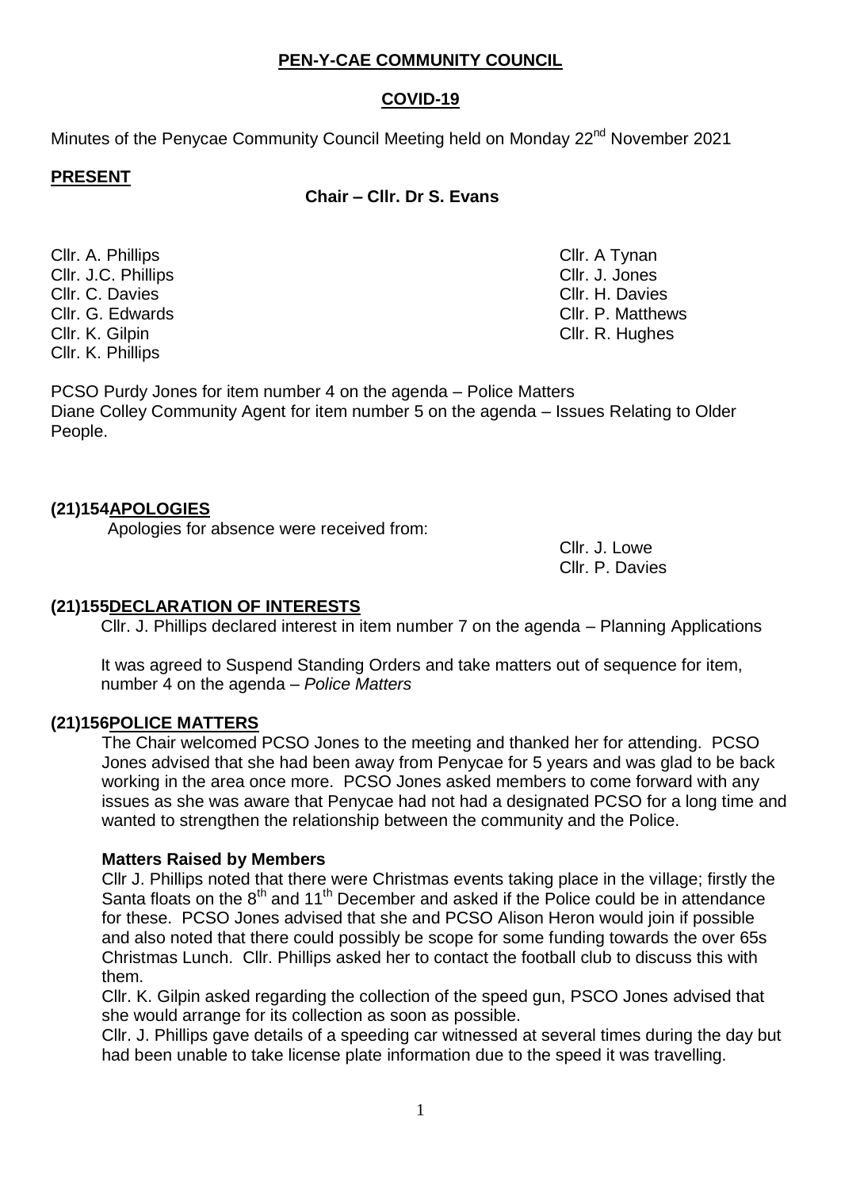# PEN-Y-CAE COMMUNITY COUNCIL

## COVID-19

Minutes of the Penycae Community Council Meeting held on Monday 22nd November 2021

**PRESENT**

**Chair – Cllr. Dr S. Evans**

Cllr. A. Phillips
Cllr. J.C. Phillips
Cllr. C. Davies
Cllr. G. Edwards
Cllr. K. Gilpin
Cllr. K. Phillips
Cllr. A Tynan
Cllr. J. Jones
Cllr. H. Davies
Cllr. P. Matthews
Cllr. R. Hughes

PCSO Purdy Jones for item number 4 on the agenda – Police Matters
Diane Colley Community Agent for item number 5 on the agenda – Issues Relating to Older People.

### (21)154 APOLOGIES

Apologies for absence were received from:

Cllr. J. Lowe
Cllr. P. Davies

### (21)155 DECLARATION OF INTERESTS

Cllr. J. Phillips declared interest in item number 7 on the agenda – Planning Applications

It was agreed to Suspend Standing Orders and take matters out of sequence for item, number 4 on the agenda – *Police Matters*

### (21)156 POLICE MATTERS

The Chair welcomed PCSO Jones to the meeting and thanked her for attending. PCSO Jones advised that she had been away from Penycae for 5 years and was glad to be back working in the area once more. PCSO Jones asked members to come forward with any issues as she was aware that Penycae had not had a designated PCSO for a long time and wanted to strengthen the relationship between the community and the Police.

**Matters Raised by Members**

Cllr J. Phillips noted that there were Christmas events taking place in the village; firstly the Santa floats on the 8th and 11th December and asked if the Police could be in attendance for these. PCSO Jones advised that she and PCSO Alison Heron would join if possible and also noted that there could possibly be scope for some funding towards the over 65s Christmas Lunch. Cllr. Phillips asked her to contact the football club to discuss this with them.

Cllr. K. Gilpin asked regarding the collection of the speed gun, PSCO Jones advised that she would arrange for its collection as soon as possible.

Cllr. J. Phillips gave details of a speeding car witnessed at several times during the day but had been unable to take license plate information due to the speed it was travelling.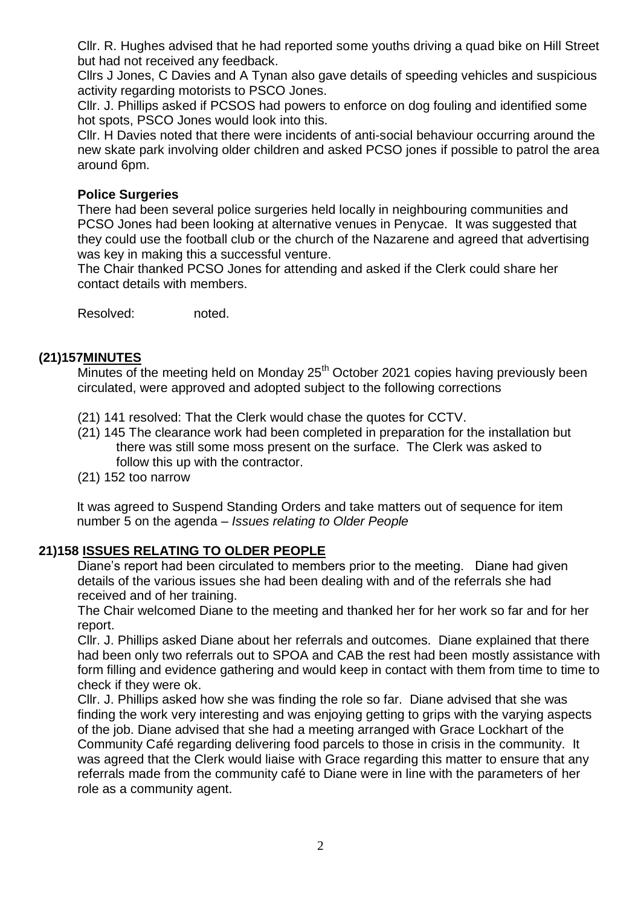Cllr. R. Hughes advised that he had reported some youths driving a quad bike on Hill Street but had not received any feedback.

Cllrs J Jones, C Davies and A Tynan also gave details of speeding vehicles and suspicious activity regarding motorists to PSCO Jones.

Cllr. J. Phillips asked if PCSOS had powers to enforce on dog fouling and identified some hot spots, PSCO Jones would look into this.

Cllr. H Davies noted that there were incidents of anti-social behaviour occurring around the new skate park involving older children and asked PCSO jones if possible to patrol the area around 6pm.

**Police Surgeries**

There had been several police surgeries held locally in neighbouring communities and PCSO Jones had been looking at alternative venues in Penycae. It was suggested that they could use the football club or the church of the Nazarene and agreed that advertising was key in making this a successful venture.

The Chair thanked PCSO Jones for attending and asked if the Clerk could share her contact details with members.

Resolved: noted.

## (21)157 MINUTES

Minutes of the meeting held on Monday 25th October 2021 copies having previously been circulated, were approved and adopted subject to the following corrections

- (21) 141 resolved: That the Clerk would chase the quotes for CCTV.
- (21) 145 The clearance work had been completed in preparation for the installation but there was still some moss present on the surface. The Clerk was asked to follow this up with the contractor.
- (21) 152 too narrow

It was agreed to Suspend Standing Orders and take matters out of sequence for item number 5 on the agenda – *Issues relating to Older People*

## 21)158 ISSUES RELATING TO OLDER PEOPLE

Diane's report had been circulated to members prior to the meeting. Diane had given details of the various issues she had been dealing with and of the referrals she had received and of her training.

The Chair welcomed Diane to the meeting and thanked her for her work so far and for her report.

Cllr. J. Phillips asked Diane about her referrals and outcomes. Diane explained that there had been only two referrals out to SPOA and CAB the rest had been mostly assistance with form filling and evidence gathering and would keep in contact with them from time to time to check if they were ok.

Cllr. J. Phillips asked how she was finding the role so far. Diane advised that she was finding the work very interesting and was enjoying getting to grips with the varying aspects of the job. Diane advised that she had a meeting arranged with Grace Lockhart of the Community Café regarding delivering food parcels to those in crisis in the community. It was agreed that the Clerk would liaise with Grace regarding this matter to ensure that any referrals made from the community café to Diane were in line with the parameters of her role as a community agent.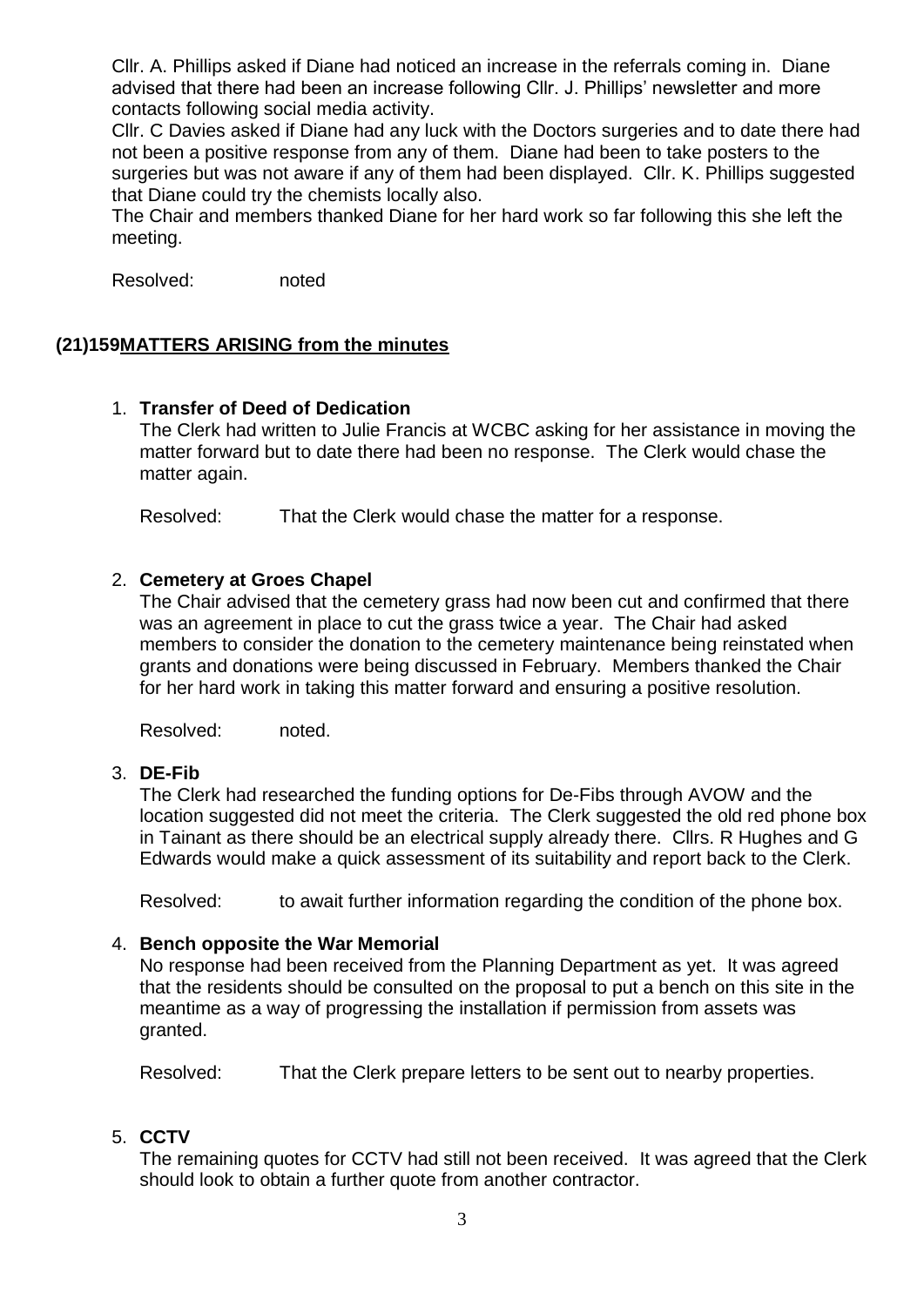Cllr. A. Phillips asked if Diane had noticed an increase in the referrals coming in. Diane advised that there had been an increase following Cllr. J. Phillips' newsletter and more contacts following social media activity.
Cllr. C Davies asked if Diane had any luck with the Doctors surgeries and to date there had not been a positive response from any of them. Diane had been to take posters to the surgeries but was not aware if any of them had been displayed. Cllr. K. Phillips suggested that Diane could try the chemists locally also.
The Chair and members thanked Diane for her hard work so far following this she left the meeting.

Resolved: noted

## (21)159 MATTERS ARISING from the minutes

1. **Transfer of Deed of Dedication**
   The Clerk had written to Julie Francis at WCBC asking for her assistance in moving the matter forward but to date there had been no response. The Clerk would chase the matter again.

   Resolved: That the Clerk would chase the matter for a response.

2. **Cemetery at Groes Chapel**
   The Chair advised that the cemetery grass had now been cut and confirmed that there was an agreement in place to cut the grass twice a year. The Chair had asked members to consider the donation to the cemetery maintenance being reinstated when grants and donations were being discussed in February. Members thanked the Chair for her hard work in taking this matter forward and ensuring a positive resolution.

   Resolved: noted.

3. **DE-Fib**
   The Clerk had researched the funding options for De-Fibs through AVOW and the location suggested did not meet the criteria. The Clerk suggested the old red phone box in Tainant as there should be an electrical supply already there. Cllrs. R Hughes and G Edwards would make a quick assessment of its suitability and report back to the Clerk.

   Resolved: to await further information regarding the condition of the phone box.

4. **Bench opposite the War Memorial**
   No response had been received from the Planning Department as yet. It was agreed that the residents should be consulted on the proposal to put a bench on this site in the meantime as a way of progressing the installation if permission from assets was granted.

   Resolved: That the Clerk prepare letters to be sent out to nearby properties.

5. **CCTV**
   The remaining quotes for CCTV had still not been received. It was agreed that the Clerk should look to obtain a further quote from another contractor.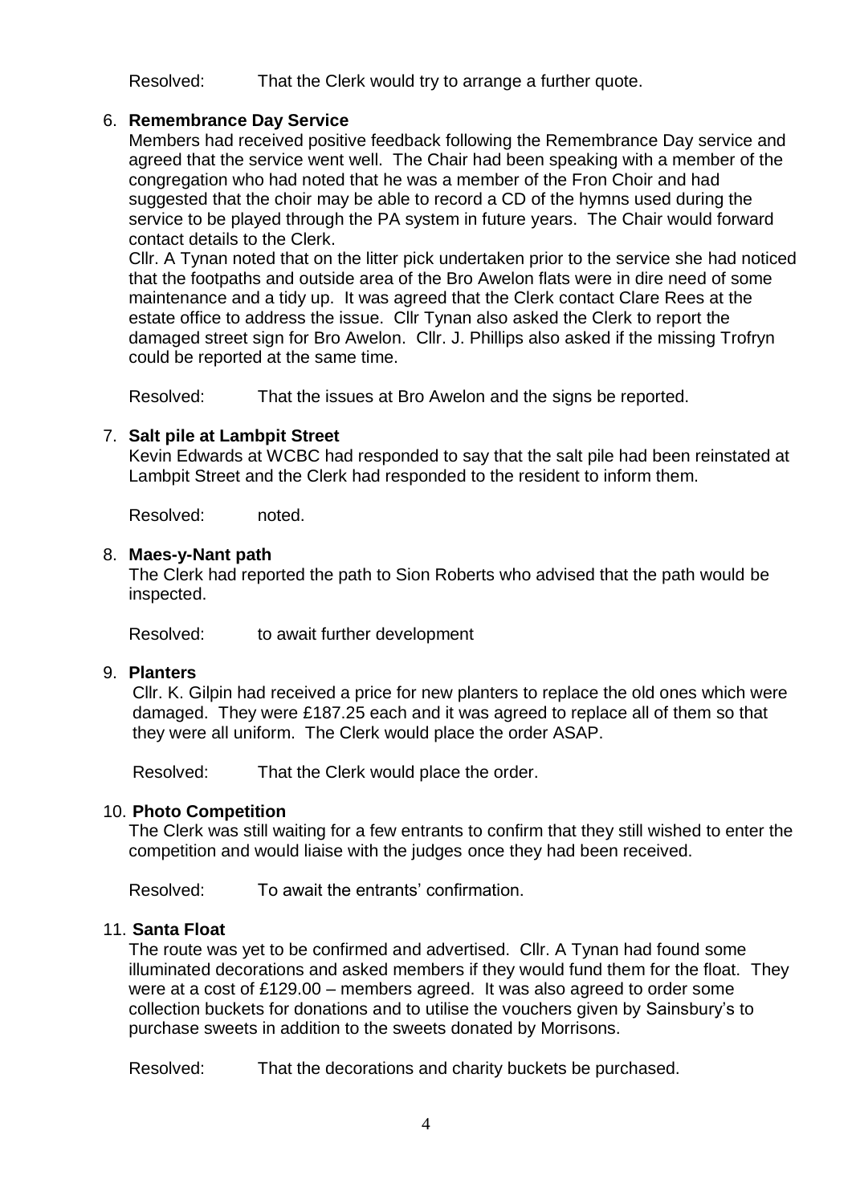Resolved: That the Clerk would try to arrange a further quote.

6. **Remembrance Day Service**

   Members had received positive feedback following the Remembrance Day service and agreed that the service went well. The Chair had been speaking with a member of the congregation who had noted that he was a member of the Fron Choir and had suggested that the choir may be able to record a CD of the hymns used during the service to be played through the PA system in future years. The Chair would forward contact details to the Clerk.

   Cllr. A Tynan noted that on the litter pick undertaken prior to the service she had noticed that the footpaths and outside area of the Bro Awelon flats were in dire need of some maintenance and a tidy up. It was agreed that the Clerk contact Clare Rees at the estate office to address the issue. Cllr Tynan also asked the Clerk to report the damaged street sign for Bro Awelon. Cllr. J. Phillips also asked if the missing Trofryn could be reported at the same time.

   Resolved: That the issues at Bro Awelon and the signs be reported.

7. **Salt pile at Lambpit Street**

   Kevin Edwards at WCBC had responded to say that the salt pile had been reinstated at Lambpit Street and the Clerk had responded to the resident to inform them.

   Resolved: noted.

8. **Maes-y-Nant path**

   The Clerk had reported the path to Sion Roberts who advised that the path would be inspected.

   Resolved: to await further development

9. **Planters**

   Cllr. K. Gilpin had received a price for new planters to replace the old ones which were damaged. They were £187.25 each and it was agreed to replace all of them so that they were all uniform. The Clerk would place the order ASAP.

   Resolved: That the Clerk would place the order.

10. **Photo Competition**

    The Clerk was still waiting for a few entrants to confirm that they still wished to enter the competition and would liaise with the judges once they had been received.

    Resolved: To await the entrants' confirmation.

11. **Santa Float**

    The route was yet to be confirmed and advertised. Cllr. A Tynan had found some illuminated decorations and asked members if they would fund them for the float. They were at a cost of £129.00 – members agreed. It was also agreed to order some collection buckets for donations and to utilise the vouchers given by Sainsbury's to purchase sweets in addition to the sweets donated by Morrisons.

    Resolved: That the decorations and charity buckets be purchased.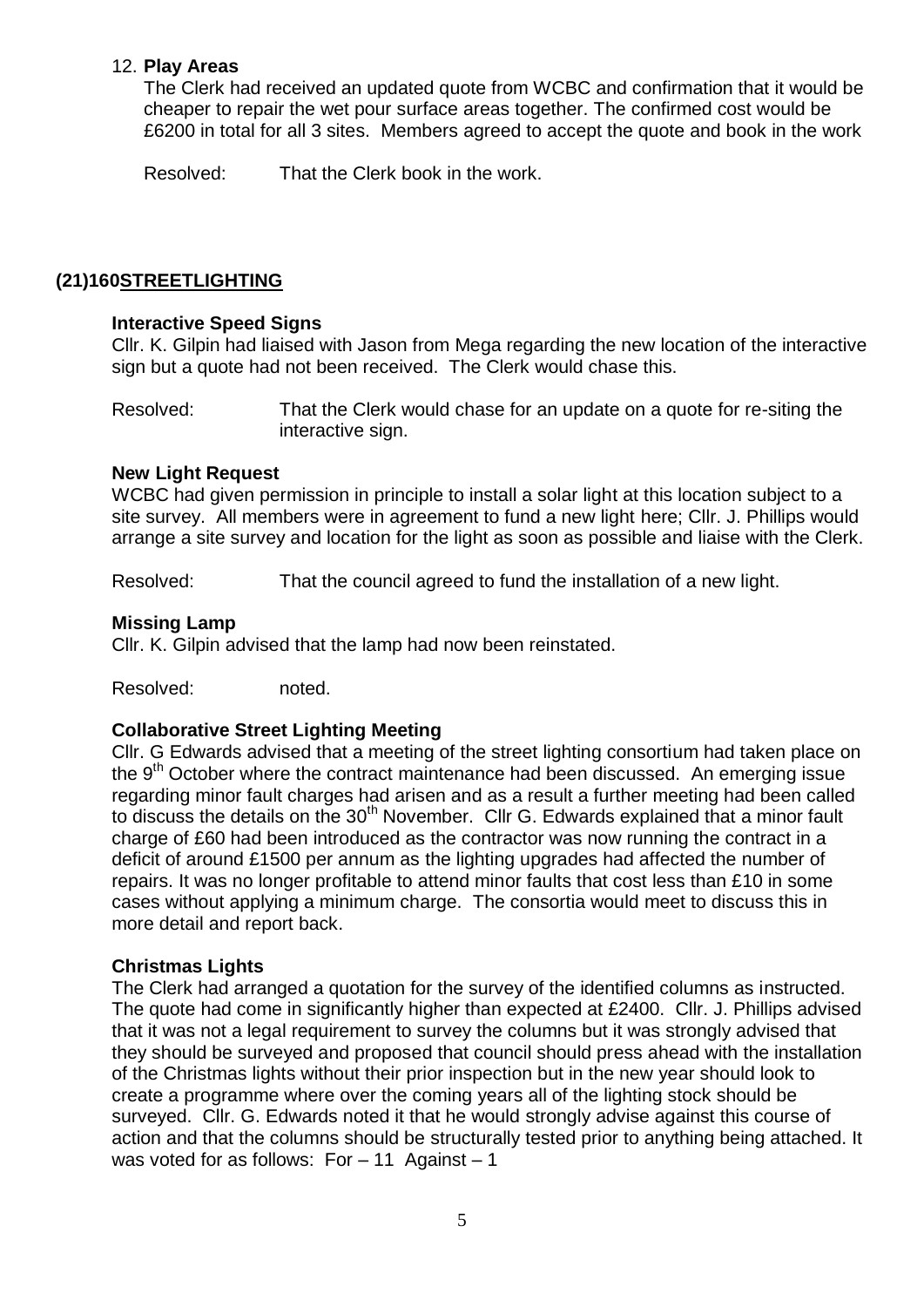12. **Play Areas**

The Clerk had received an updated quote from WCBC and confirmation that it would be cheaper to repair the wet pour surface areas together. The confirmed cost would be £6200 in total for all 3 sites. Members agreed to accept the quote and book in the work

Resolved: That the Clerk book in the work.

## (21)160 STREETLIGHTING

**Interactive Speed Signs**

Cllr. K. Gilpin had liaised with Jason from Mega regarding the new location of the interactive sign but a quote had not been received. The Clerk would chase this.

Resolved: That the Clerk would chase for an update on a quote for re-siting the interactive sign.

**New Light Request**

WCBC had given permission in principle to install a solar light at this location subject to a site survey. All members were in agreement to fund a new light here; Cllr. J. Phillips would arrange a site survey and location for the light as soon as possible and liaise with the Clerk.

Resolved: That the council agreed to fund the installation of a new light.

**Missing Lamp**

Cllr. K. Gilpin advised that the lamp had now been reinstated.

Resolved: noted.

**Collaborative Street Lighting Meeting**

Cllr. G Edwards advised that a meeting of the street lighting consortium had taken place on the 9th October where the contract maintenance had been discussed. An emerging issue regarding minor fault charges had arisen and as a result a further meeting had been called to discuss the details on the 30th November. Cllr G. Edwards explained that a minor fault charge of £60 had been introduced as the contractor was now running the contract in a deficit of around £1500 per annum as the lighting upgrades had affected the number of repairs. It was no longer profitable to attend minor faults that cost less than £10 in some cases without applying a minimum charge. The consortia would meet to discuss this in more detail and report back.

**Christmas Lights**

The Clerk had arranged a quotation for the survey of the identified columns as instructed. The quote had come in significantly higher than expected at £2400. Cllr. J. Phillips advised that it was not a legal requirement to survey the columns but it was strongly advised that they should be surveyed and proposed that council should press ahead with the installation of the Christmas lights without their prior inspection but in the new year should look to create a programme where over the coming years all of the lighting stock should be surveyed. Cllr. G. Edwards noted it that he would strongly advise against this course of action and that the columns should be structurally tested prior to anything being attached. It was voted for as follows: For – 11 Against – 1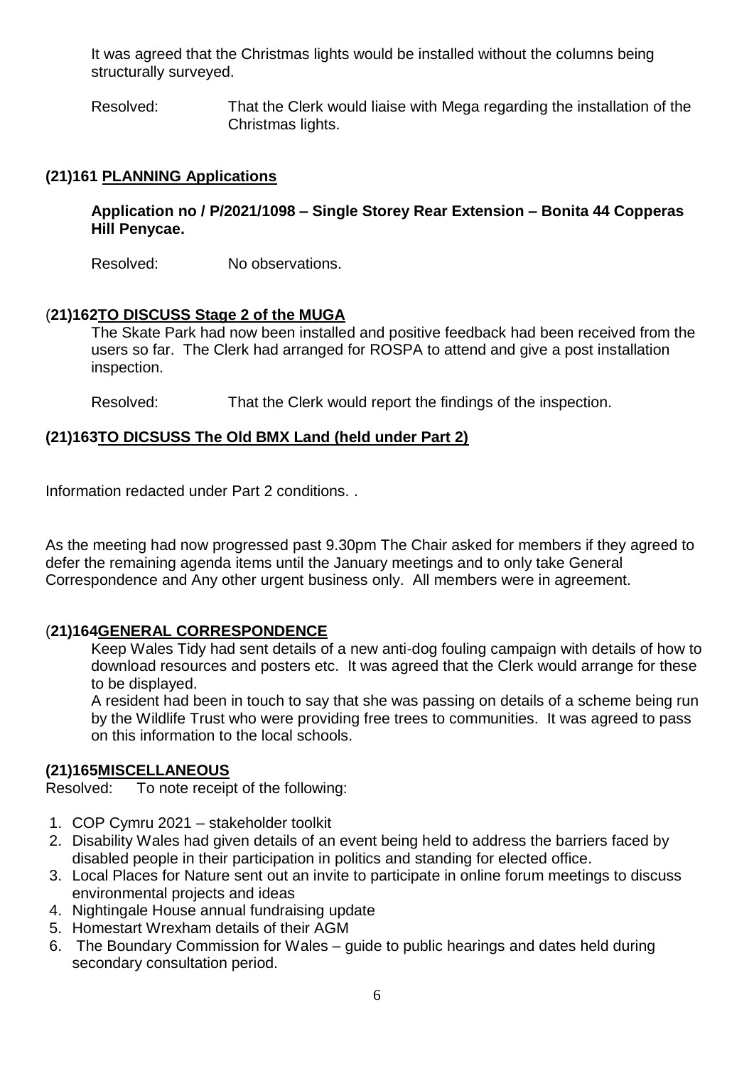It was agreed that the Christmas lights would be installed without the columns being structurally surveyed.

Resolved: That the Clerk would liaise with Mega regarding the installation of the Christmas lights.

## (21)161 PLANNING Applications

**Application no / P/2021/1098 – Single Storey Rear Extension – Bonita 44 Copperas Hill Penycae.**

Resolved: No observations.

## (21)162TO DISCUSS Stage 2 of the MUGA

The Skate Park had now been installed and positive feedback had been received from the users so far. The Clerk had arranged for ROSPA to attend and give a post installation inspection.

Resolved: That the Clerk would report the findings of the inspection.

## (21)163TO DICSUSS The Old BMX Land (held under Part 2)

Information redacted under Part 2 conditions. .

As the meeting had now progressed past 9.30pm The Chair asked for members if they agreed to defer the remaining agenda items until the January meetings and to only take General Correspondence and Any other urgent business only. All members were in agreement.

## (21)164GENERAL CORRESPONDENCE

Keep Wales Tidy had sent details of a new anti-dog fouling campaign with details of how to download resources and posters etc. It was agreed that the Clerk would arrange for these to be displayed.

A resident had been in touch to say that she was passing on details of a scheme being run by the Wildlife Trust who were providing free trees to communities. It was agreed to pass on this information to the local schools.

## (21)165MISCELLANEOUS

Resolved: To note receipt of the following:

1. COP Cymru 2021 – stakeholder toolkit
2. Disability Wales had given details of an event being held to address the barriers faced by disabled people in their participation in politics and standing for elected office.
3. Local Places for Nature sent out an invite to participate in online forum meetings to discuss environmental projects and ideas
4. Nightingale House annual fundraising update
5. Homestart Wrexham details of their AGM
6. The Boundary Commission for Wales – guide to public hearings and dates held during secondary consultation period.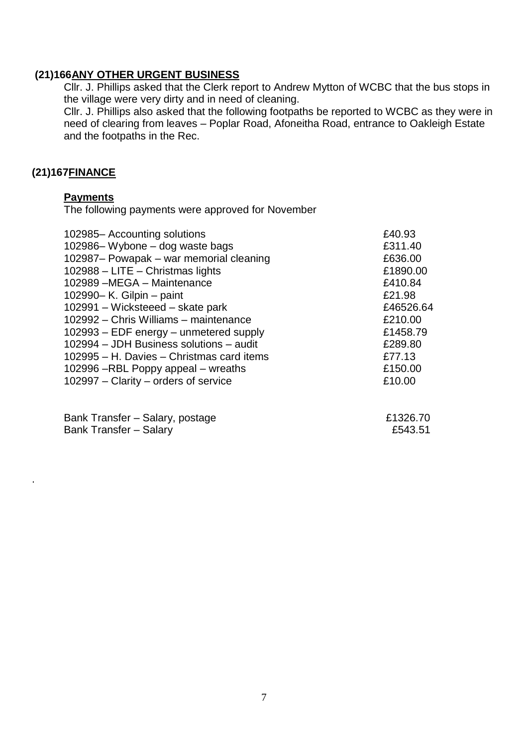### (21)166 ANY OTHER URGENT BUSINESS

Cllr. J. Phillips asked that the Clerk report to Andrew Mytton of WCBC that the bus stops in the village were very dirty and in need of cleaning.

Cllr. J. Phillips also asked that the following footpaths be reported to WCBC as they were in need of clearing from leaves – Poplar Road, Afoneitha Road, entrance to Oakleigh Estate and the footpaths in the Rec.

### (21)167 FINANCE

**Payments**

The following payments were approved for November

| | |
|---|---|
| 102985– Accounting solutions | £40.93 |
| 102986– Wybone – dog waste bags | £311.40 |
| 102987– Powapak – war memorial cleaning | £636.00 |
| 102988 – LITE – Christmas lights | £1890.00 |
| 102989 –MEGA – Maintenance | £410.84 |
| 102990– K. Gilpin – paint | £21.98 |
| 102991 – Wicksteeed – skate park | £46526.64 |
| 102992 – Chris Williams – maintenance | £210.00 |
| 102993 – EDF energy – unmetered supply | £1458.79 |
| 102994 – JDH Business solutions – audit | £289.80 |
| 102995 – H. Davies – Christmas card items | £77.13 |
| 102996 –RBL Poppy appeal – wreaths | £150.00 |
| 102997 – Clarity – orders of service | £10.00 |
| | |
| Bank Transfer – Salary, postage | £1326.70 |
| Bank Transfer – Salary | £543.51 |

.